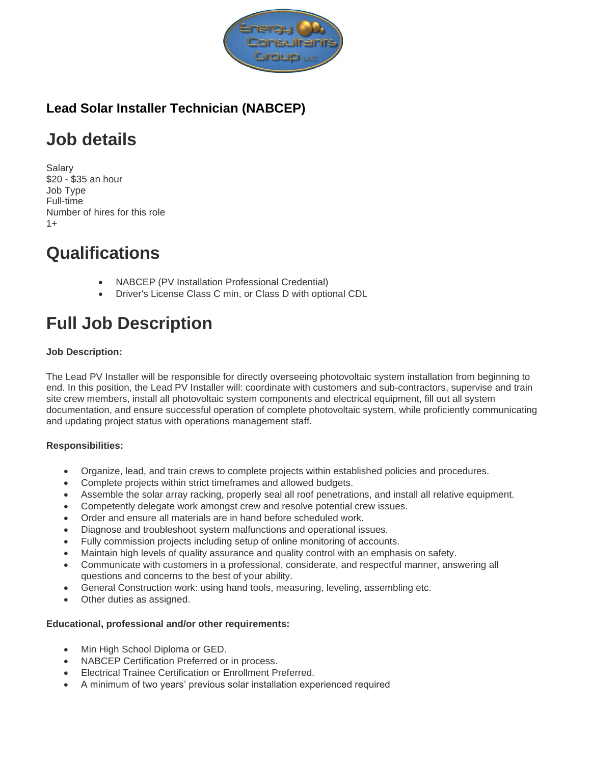**Lead Solar Installer Technician (NABCEP)**

# Job details

Salary
$20 - $35 an hour
Job Type
Full-time
Number of hires for this role
1+

# Qualifications

- NABCEP (PV Installation Professional Credential)
- Driver's License Class C min, or Class D with optional CDL

# Full Job Description

**Job Description:**

The Lead PV Installer will be responsible for directly overseeing photovoltaic system installation from beginning to end. In this position, the Lead PV Installer will: coordinate with customers and sub-contractors, supervise and train site crew members, install all photovoltaic system components and electrical equipment, fill out all system documentation, and ensure successful operation of complete photovoltaic system, while proficiently communicating and updating project status with operations management staff.

**Responsibilities:**

- Organize, lead, and train crews to complete projects within established policies and procedures.
- Complete projects within strict timeframes and allowed budgets.
- Assemble the solar array racking, properly seal all roof penetrations, and install all relative equipment.
- Competently delegate work amongst crew and resolve potential crew issues.
- Order and ensure all materials are in hand before scheduled work.
- Diagnose and troubleshoot system malfunctions and operational issues.
- Fully commission projects including setup of online monitoring of accounts.
- Maintain high levels of quality assurance and quality control with an emphasis on safety.
- Communicate with customers in a professional, considerate, and respectful manner, answering all questions and concerns to the best of your ability.
- General Construction work: using hand tools, measuring, leveling, assembling etc.
- Other duties as assigned.

**Educational, professional and/or other requirements:**

- Min High School Diploma or GED.
- NABCEP Certification Preferred or in process.
- Electrical Trainee Certification or Enrollment Preferred.
- A minimum of two years' previous solar installation experienced required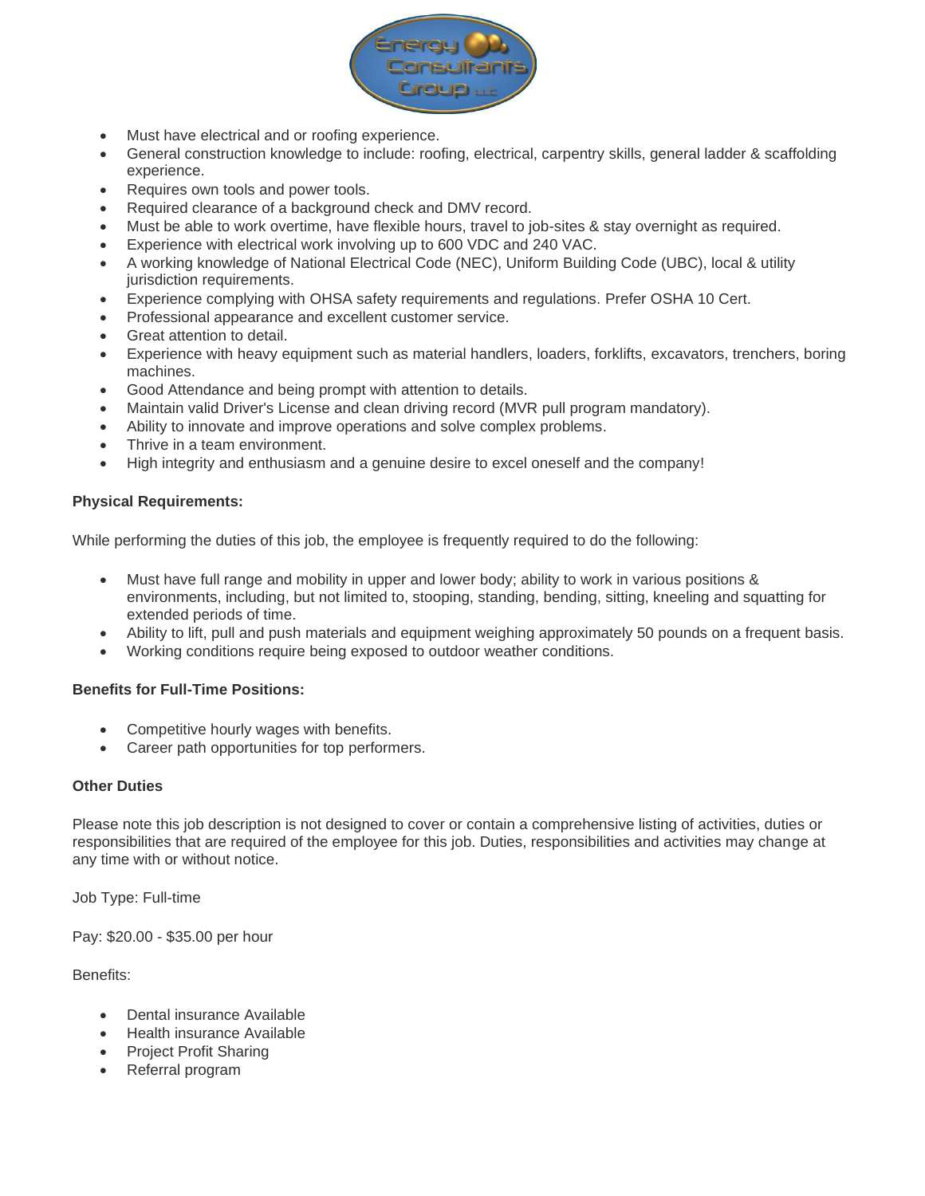- Must have electrical and or roofing experience.
- General construction knowledge to include: roofing, electrical, carpentry skills, general ladder & scaffolding experience.
- Requires own tools and power tools.
- Required clearance of a background check and DMV record.
- Must be able to work overtime, have flexible hours, travel to job-sites & stay overnight as required.
- Experience with electrical work involving up to 600 VDC and 240 VAC.
- A working knowledge of National Electrical Code (NEC), Uniform Building Code (UBC), local & utility jurisdiction requirements.
- Experience complying with OHSA safety requirements and regulations. Prefer OSHA 10 Cert.
- Professional appearance and excellent customer service.
- Great attention to detail.
- Experience with heavy equipment such as material handlers, loaders, forklifts, excavators, trenchers, boring machines.
- Good Attendance and being prompt with attention to details.
- Maintain valid Driver's License and clean driving record (MVR pull program mandatory).
- Ability to innovate and improve operations and solve complex problems.
- Thrive in a team environment.
- High integrity and enthusiasm and a genuine desire to excel oneself and the company!

**Physical Requirements:**

While performing the duties of this job, the employee is frequently required to do the following:

- Must have full range and mobility in upper and lower body; ability to work in various positions & environments, including, but not limited to, stooping, standing, bending, sitting, kneeling and squatting for extended periods of time.
- Ability to lift, pull and push materials and equipment weighing approximately 50 pounds on a frequent basis.
- Working conditions require being exposed to outdoor weather conditions.

**Benefits for Full-Time Positions:**

- Competitive hourly wages with benefits.
- Career path opportunities for top performers.

**Other Duties**

Please note this job description is not designed to cover or contain a comprehensive listing of activities, duties or responsibilities that are required of the employee for this job. Duties, responsibilities and activities may change at any time with or without notice.

Job Type: Full-time

Pay: $20.00 - $35.00 per hour

Benefits:

- Dental insurance Available
- Health insurance Available
- Project Profit Sharing
- Referral program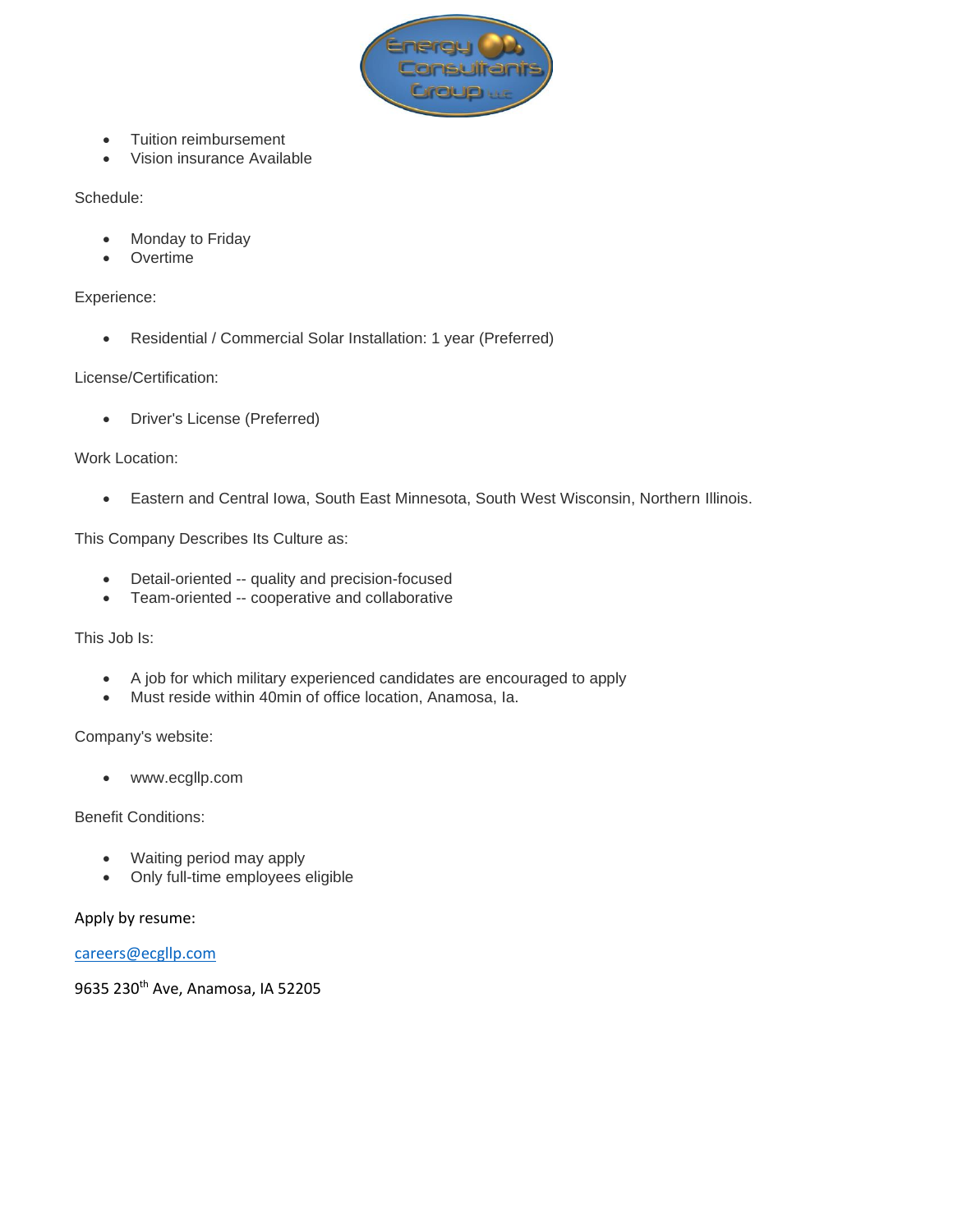- Tuition reimbursement
- Vision insurance Available

Schedule:

- Monday to Friday
- Overtime

Experience:

- Residential / Commercial Solar Installation: 1 year (Preferred)

License/Certification:

- Driver's License (Preferred)

Work Location:

- Eastern and Central Iowa, South East Minnesota, South West Wisconsin, Northern Illinois.

This Company Describes Its Culture as:

- Detail-oriented -- quality and precision-focused
- Team-oriented -- cooperative and collaborative

This Job Is:

- A job for which military experienced candidates are encouraged to apply
- Must reside within 40min of office location, Anamosa, Ia.

Company's website:

- www.ecgllp.com

Benefit Conditions:

- Waiting period may apply
- Only full-time employees eligible

Apply by resume:

careers@ecgllp.com

9635 230th Ave, Anamosa, IA 52205